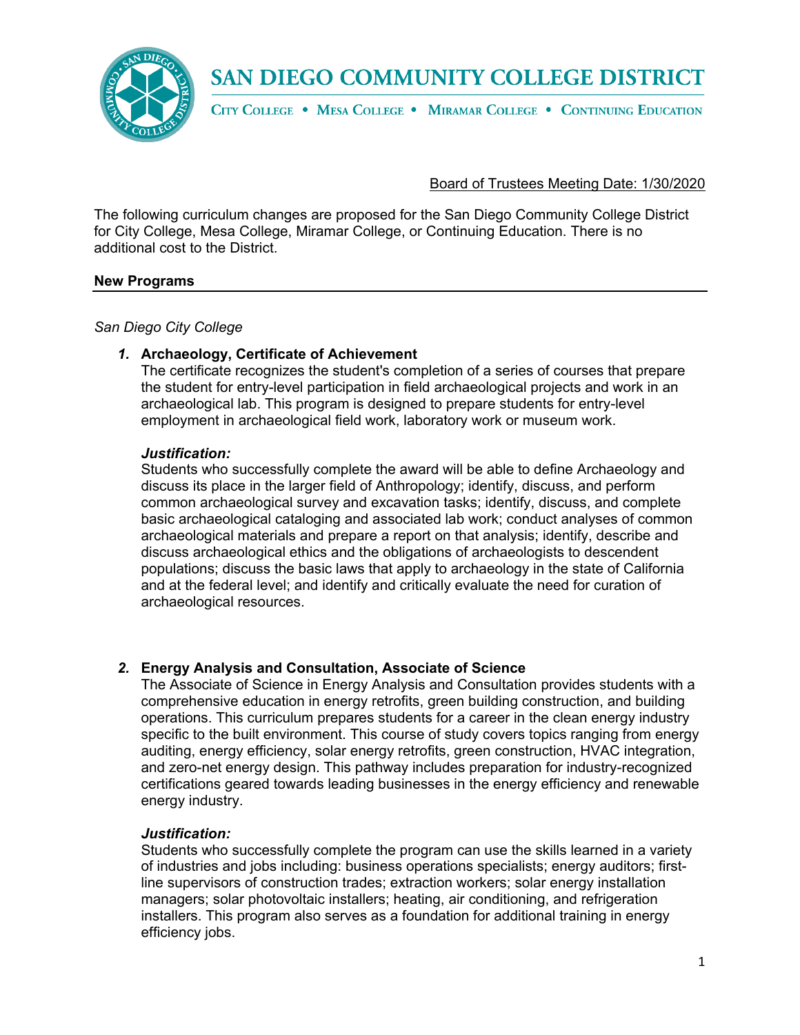# SAN DIEGO COMMUNITY COLLEGE DISTRICT

CITY COLLEGE • MESA COLLEGE • MIRAMAR COLLEGE • CONTINUING EDUCATION

Board of Trustees Meeting Date: 1/30/2020

The following curriculum changes are proposed for the San Diego Community College District for City College, Mesa College, Miramar College, or Continuing Education. There is no additional cost to the District.

## New Programs

*San Diego City College*

1. **Archaeology, Certificate of Achievement**
   The certificate recognizes the student's completion of a series of courses that prepare the student for entry-level participation in field archaeological projects and work in an archaeological lab. This program is designed to prepare students for entry-level employment in archaeological field work, laboratory work or museum work.

   ***Justification:***
   Students who successfully complete the award will be able to define Archaeology and discuss its place in the larger field of Anthropology; identify, discuss, and perform common archaeological survey and excavation tasks; identify, discuss, and complete basic archaeological cataloging and associated lab work; conduct analyses of common archaeological materials and prepare a report on that analysis; identify, describe and discuss archaeological ethics and the obligations of archaeologists to descendent populations; discuss the basic laws that apply to archaeology in the state of California and at the federal level; and identify and critically evaluate the need for curation of archaeological resources.

2. **Energy Analysis and Consultation, Associate of Science**
   The Associate of Science in Energy Analysis and Consultation provides students with a comprehensive education in energy retrofits, green building construction, and building operations. This curriculum prepares students for a career in the clean energy industry specific to the built environment. This course of study covers topics ranging from energy auditing, energy efficiency, solar energy retrofits, green construction, HVAC integration, and zero-net energy design. This pathway includes preparation for industry-recognized certifications geared towards leading businesses in the energy efficiency and renewable energy industry.

   ***Justification:***
   Students who successfully complete the program can use the skills learned in a variety of industries and jobs including: business operations specialists; energy auditors; first-line supervisors of construction trades; extraction workers; solar energy installation managers; solar photovoltaic installers; heating, air conditioning, and refrigeration installers. This program also serves as a foundation for additional training in energy efficiency jobs.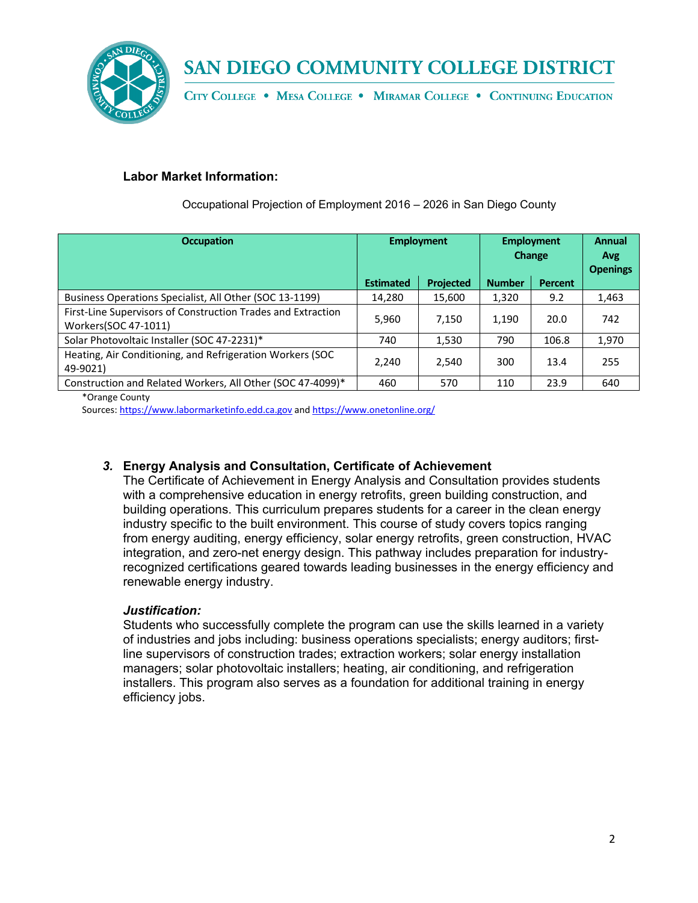**Labor Market Information:**

Occupational Projection of Employment 2016 – 2026 in San Diego County

| Occupation | Employment | | Employment Change | | Annual Avg Openings |
|---|---|---|---|---|---|
| | Estimated | Projected | Number | Percent | |
| Business Operations Specialist, All Other (SOC 13-1199) | 14,280 | 15,600 | 1,320 | 9.2 | 1,463 |
| First-Line Supervisors of Construction Trades and Extraction Workers(SOC 47-1011) | 5,960 | 7,150 | 1,190 | 20.0 | 742 |
| Solar Photovoltaic Installer (SOC 47-2231)* | 740 | 1,530 | 790 | 106.8 | 1,970 |
| Heating, Air Conditioning, and Refrigeration Workers (SOC 49-9021) | 2,240 | 2,540 | 300 | 13.4 | 255 |
| Construction and Related Workers, All Other (SOC 47-4099)* | 460 | 570 | 110 | 23.9 | 640 |

*Orange County

Sources: https://www.labormarketinfo.edd.ca.gov and https://www.onetonline.org/

### *3.* Energy Analysis and Consultation, Certificate of Achievement

The Certificate of Achievement in Energy Analysis and Consultation provides students with a comprehensive education in energy retrofits, green building construction, and building operations. This curriculum prepares students for a career in the clean energy industry specific to the built environment. This course of study covers topics ranging from energy auditing, energy efficiency, solar energy retrofits, green construction, HVAC integration, and zero-net energy design. This pathway includes preparation for industry-recognized certifications geared towards leading businesses in the energy efficiency and renewable energy industry.

***Justification:***

Students who successfully complete the program can use the skills learned in a variety of industries and jobs including: business operations specialists; energy auditors; first-line supervisors of construction trades; extraction workers; solar energy installation managers; solar photovoltaic installers; heating, air conditioning, and refrigeration installers. This program also serves as a foundation for additional training in energy efficiency jobs.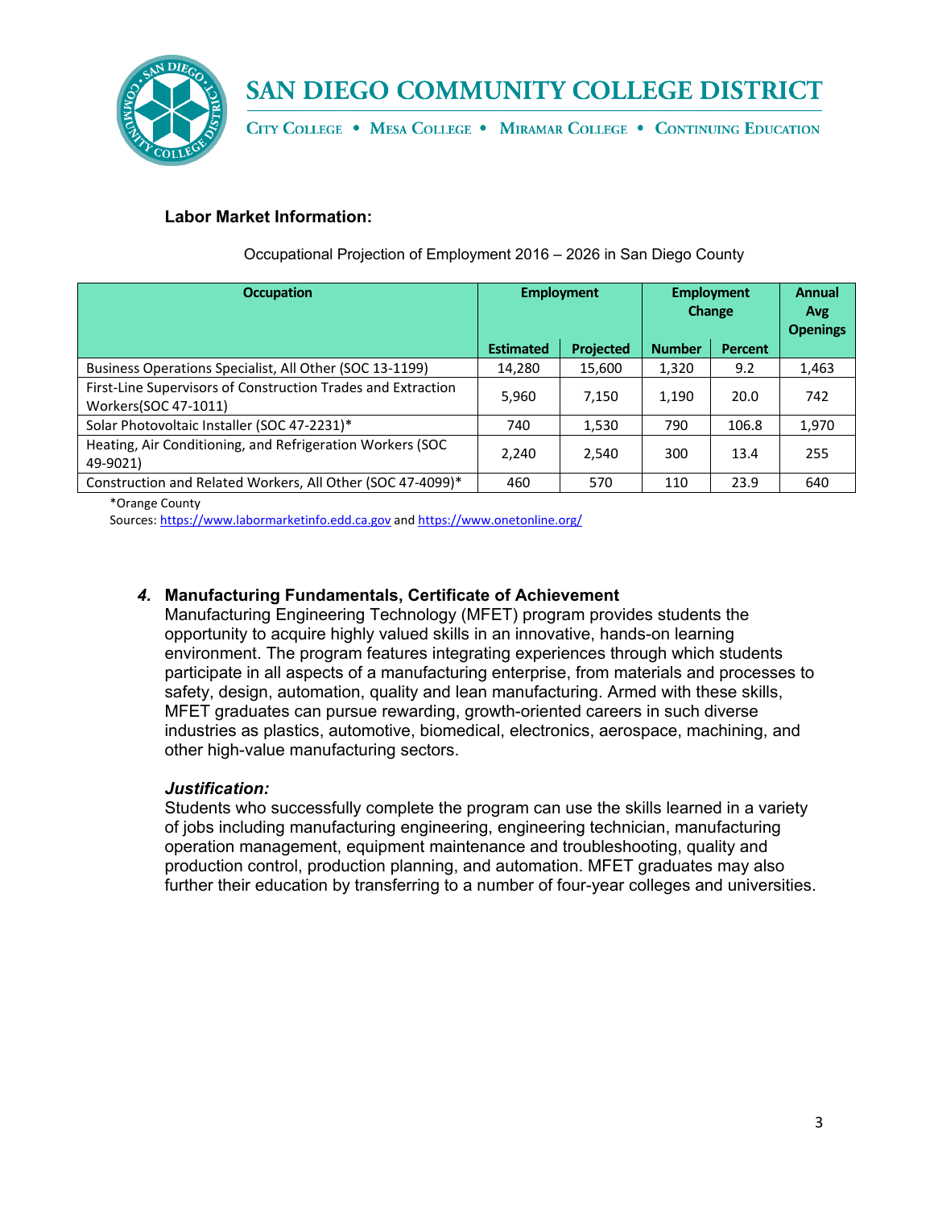**Labor Market Information:**

Occupational Projection of Employment 2016 – 2026 in San Diego County

| Occupation | Employment | | Employment Change | | Annual Avg Openings |
|---|---|---|---|---|---|
| | Estimated | Projected | Number | Percent | |
| Business Operations Specialist, All Other (SOC 13-1199) | 14,280 | 15,600 | 1,320 | 9.2 | 1,463 |
| First-Line Supervisors of Construction Trades and Extraction Workers(SOC 47-1011) | 5,960 | 7,150 | 1,190 | 20.0 | 742 |
| Solar Photovoltaic Installer (SOC 47-2231)* | 740 | 1,530 | 790 | 106.8 | 1,970 |
| Heating, Air Conditioning, and Refrigeration Workers (SOC 49-9021) | 2,240 | 2,540 | 300 | 13.4 | 255 |
| Construction and Related Workers, All Other (SOC 47-4099)* | 460 | 570 | 110 | 23.9 | 640 |

*Orange County
Sources: https://www.labormarketinfo.edd.ca.gov and https://www.onetonline.org/

### *4.* Manufacturing Fundamentals, Certificate of Achievement

Manufacturing Engineering Technology (MFET) program provides students the opportunity to acquire highly valued skills in an innovative, hands-on learning environment. The program features integrating experiences through which students participate in all aspects of a manufacturing enterprise, from materials and processes to safety, design, automation, quality and lean manufacturing. Armed with these skills, MFET graduates can pursue rewarding, growth-oriented careers in such diverse industries as plastics, automotive, biomedical, electronics, aerospace, machining, and other high-value manufacturing sectors.

***Justification:***

Students who successfully complete the program can use the skills learned in a variety of jobs including manufacturing engineering, engineering technician, manufacturing operation management, equipment maintenance and troubleshooting, quality and production control, production planning, and automation. MFET graduates may also further their education by transferring to a number of four-year colleges and universities.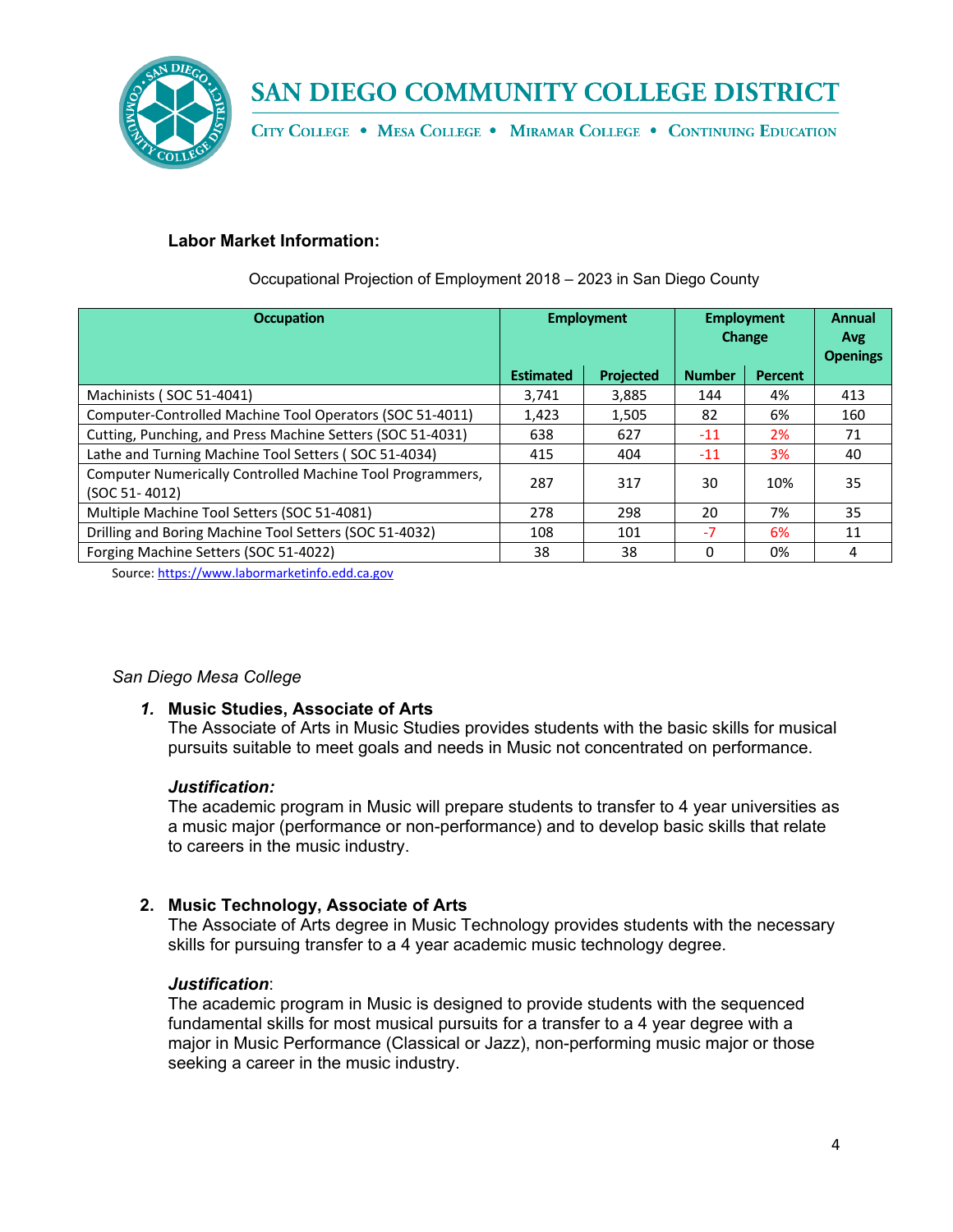**Labor Market Information:**

Occupational Projection of Employment 2018 – 2023 in San Diego County

| Occupation | Employment | | Employment Change | | Annual Avg Openings |
|---|---|---|---|---|---|
| | Estimated | Projected | Number | Percent | |
| Machinists ( SOC 51-4041) | 3,741 | 3,885 | 144 | 4% | 413 |
| Computer-Controlled Machine Tool Operators (SOC 51-4011) | 1,423 | 1,505 | 82 | 6% | 160 |
| Cutting, Punching, and Press Machine Setters (SOC 51-4031) | 638 | 627 | -11 | 2% | 71 |
| Lathe and Turning Machine Tool Setters ( SOC 51-4034) | 415 | 404 | -11 | 3% | 40 |
| Computer Numerically Controlled Machine Tool Programmers, (SOC 51- 4012) | 287 | 317 | 30 | 10% | 35 |
| Multiple Machine Tool Setters (SOC 51-4081) | 278 | 298 | 20 | 7% | 35 |
| Drilling and Boring Machine Tool Setters (SOC 51-4032) | 108 | 101 | -7 | 6% | 11 |
| Forging Machine Setters (SOC 51-4022) | 38 | 38 | 0 | 0% | 4 |

Source: https://www.labormarketinfo.edd.ca.gov

*San Diego Mesa College*

1. **Music Studies, Associate of Arts**
   The Associate of Arts in Music Studies provides students with the basic skills for musical pursuits suitable to meet goals and needs in Music not concentrated on performance.

   ***Justification:***
   The academic program in Music will prepare students to transfer to 4 year universities as a music major (performance or non-performance) and to develop basic skills that relate to careers in the music industry.

2. **Music Technology, Associate of Arts**
   The Associate of Arts degree in Music Technology provides students with the necessary skills for pursuing transfer to a 4 year academic music technology degree.

   ***Justification***:
   The academic program in Music is designed to provide students with the sequenced fundamental skills for most musical pursuits for a transfer to a 4 year degree with a major in Music Performance (Classical or Jazz), non-performing music major or those seeking a career in the music industry.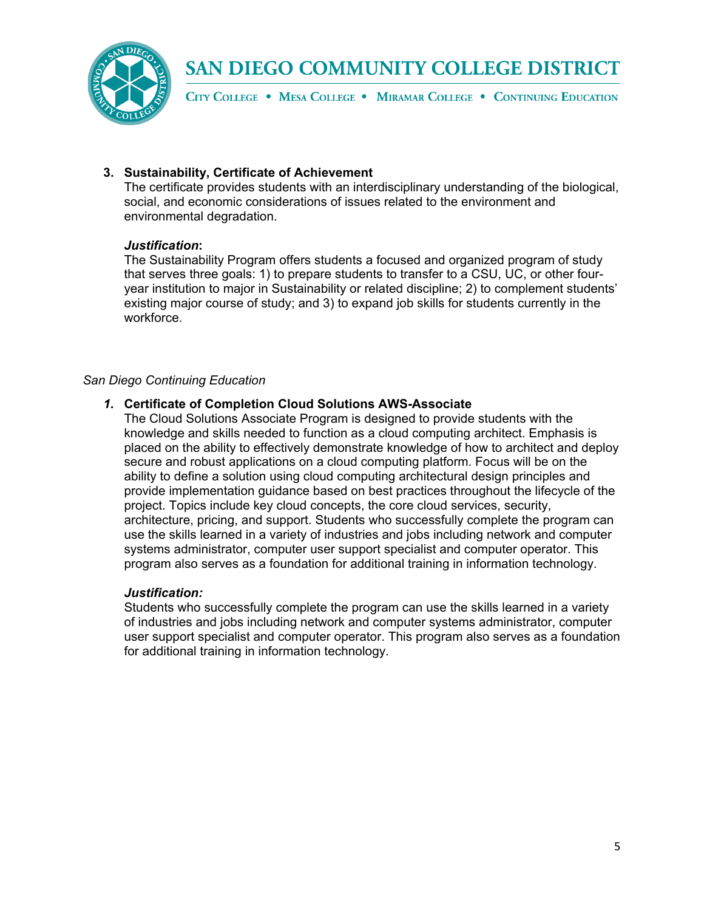3. **Sustainability, Certificate of Achievement**
   The certificate provides students with an interdisciplinary understanding of the biological, social, and economic considerations of issues related to the environment and environmental degradation.

   ***Justification*:**
   The Sustainability Program offers students a focused and organized program of study that serves three goals: 1) to prepare students to transfer to a CSU, UC, or other four-year institution to major in Sustainability or related discipline; 2) to complement students' existing major course of study; and 3) to expand job skills for students currently in the workforce.

*San Diego Continuing Education*

1. **Certificate of Completion Cloud Solutions AWS-Associate**
   The Cloud Solutions Associate Program is designed to provide students with the knowledge and skills needed to function as a cloud computing architect. Emphasis is placed on the ability to effectively demonstrate knowledge of how to architect and deploy secure and robust applications on a cloud computing platform. Focus will be on the ability to define a solution using cloud computing architectural design principles and provide implementation guidance based on best practices throughout the lifecycle of the project. Topics include key cloud concepts, the core cloud services, security, architecture, pricing, and support. Students who successfully complete the program can use the skills learned in a variety of industries and jobs including network and computer systems administrator, computer user support specialist and computer operator. This program also serves as a foundation for additional training in information technology.

   ***Justification:***
   Students who successfully complete the program can use the skills learned in a variety of industries and jobs including network and computer systems administrator, computer user support specialist and computer operator. This program also serves as a foundation for additional training in information technology.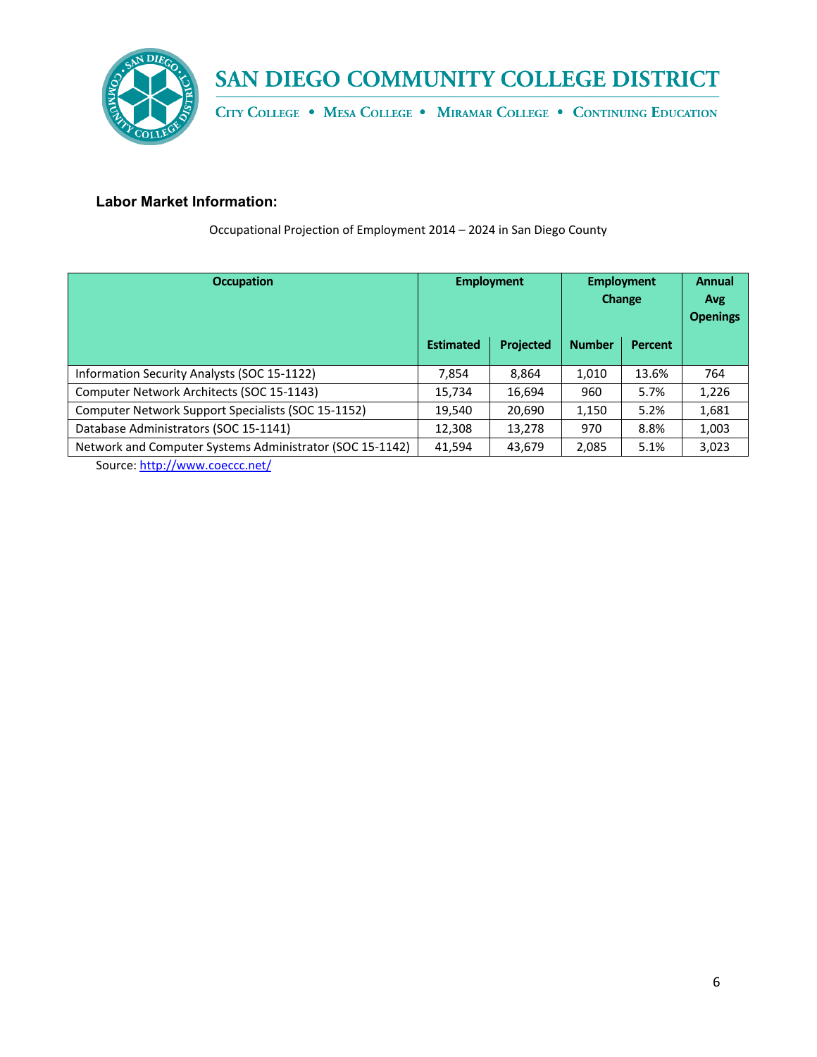### Labor Market Information:

Occupational Projection of Employment 2014 – 2024 in San Diego County

| Occupation | Employment | | Employment Change | | Annual Avg Openings |
|---|---|---|---|---|---|
| | Estimated | Projected | Number | Percent | |
| Information Security Analysts (SOC 15-1122) | 7,854 | 8,864 | 1,010 | 13.6% | 764 |
| Computer Network Architects (SOC 15-1143) | 15,734 | 16,694 | 960 | 5.7% | 1,226 |
| Computer Network Support Specialists (SOC 15-1152) | 19,540 | 20,690 | 1,150 | 5.2% | 1,681 |
| Database Administrators (SOC 15-1141) | 12,308 | 13,278 | 970 | 8.8% | 1,003 |
| Network and Computer Systems Administrator (SOC 15-1142) | 41,594 | 43,679 | 2,085 | 5.1% | 3,023 |

Source: [http://www.coeccc.net/](http://www.coeccc.net/)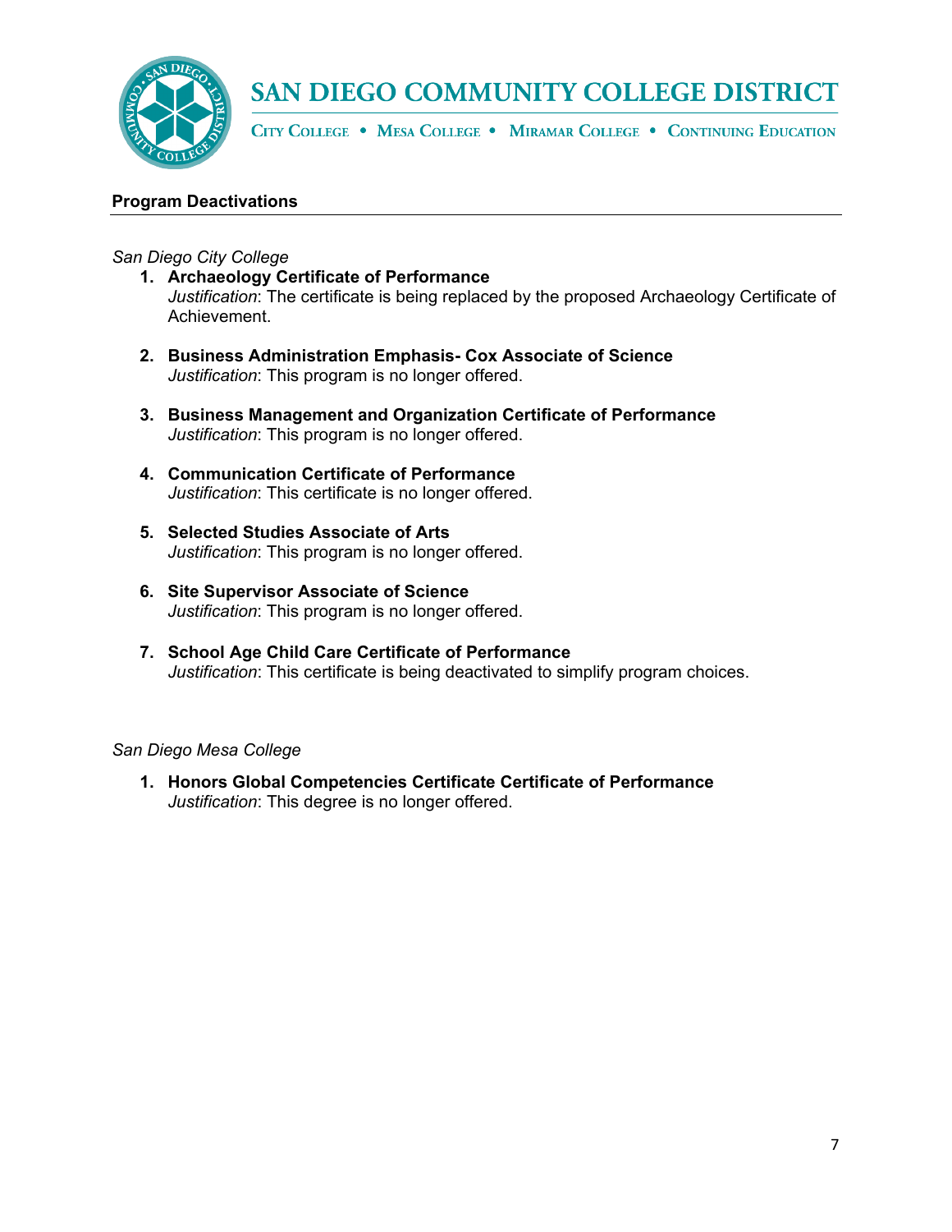## Program Deactivations

*San Diego City College*

1. **Archaeology Certificate of Performance**
   *Justification*: The certificate is being replaced by the proposed Archaeology Certificate of Achievement.

2. **Business Administration Emphasis- Cox Associate of Science**
   *Justification*: This program is no longer offered.

3. **Business Management and Organization Certificate of Performance**
   *Justification*: This program is no longer offered.

4. **Communication Certificate of Performance**
   *Justification*: This certificate is no longer offered.

5. **Selected Studies Associate of Arts**
   *Justification*: This program is no longer offered.

6. **Site Supervisor Associate of Science**
   *Justification*: This program is no longer offered.

7. **School Age Child Care Certificate of Performance**
   *Justification*: This certificate is being deactivated to simplify program choices.

*San Diego Mesa College*

1. **Honors Global Competencies Certificate Certificate of Performance**
   *Justification*: This degree is no longer offered.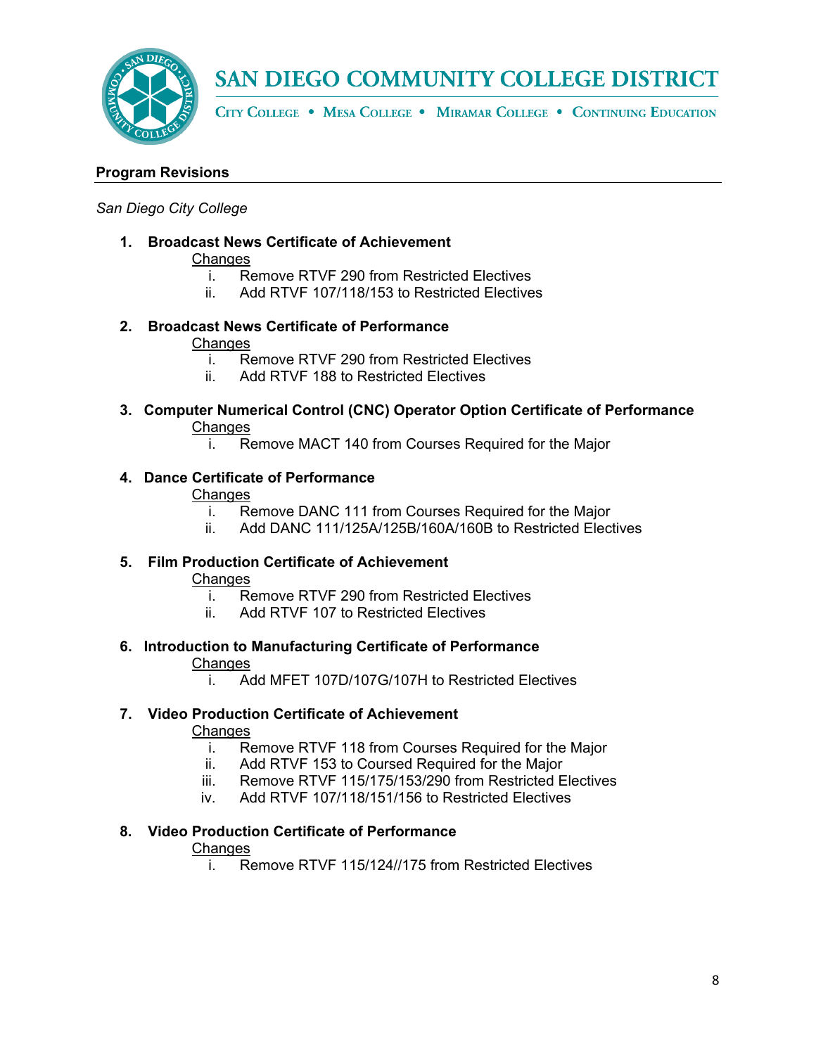## Program Revisions

*San Diego City College*

1. **Broadcast News Certificate of Achievement**

   Changes
   1. Remove RTVF 290 from Restricted Electives
   2. Add RTVF 107/118/153 to Restricted Electives

2. **Broadcast News Certificate of Performance**

   Changes
   1. Remove RTVF 290 from Restricted Electives
   2. Add RTVF 188 to Restricted Electives

3. **Computer Numerical Control (CNC) Operator Option Certificate of Performance**

   Changes
   1. Remove MACT 140 from Courses Required for the Major

4. **Dance Certificate of Performance**

   Changes
   1. Remove DANC 111 from Courses Required for the Major
   2. Add DANC 111/125A/125B/160A/160B to Restricted Electives

5. **Film Production Certificate of Achievement**

   Changes
   1. Remove RTVF 290 from Restricted Electives
   2. Add RTVF 107 to Restricted Electives

6. **Introduction to Manufacturing Certificate of Performance**

   Changes
   1. Add MFET 107D/107G/107H to Restricted Electives

7. **Video Production Certificate of Achievement**

   Changes
   1. Remove RTVF 118 from Courses Required for the Major
   2. Add RTVF 153 to Coursed Required for the Major
   3. Remove RTVF 115/175/153/290 from Restricted Electives
   4. Add RTVF 107/118/151/156 to Restricted Electives

8. **Video Production Certificate of Performance**

   Changes
   1. Remove RTVF 115/124//175 from Restricted Electives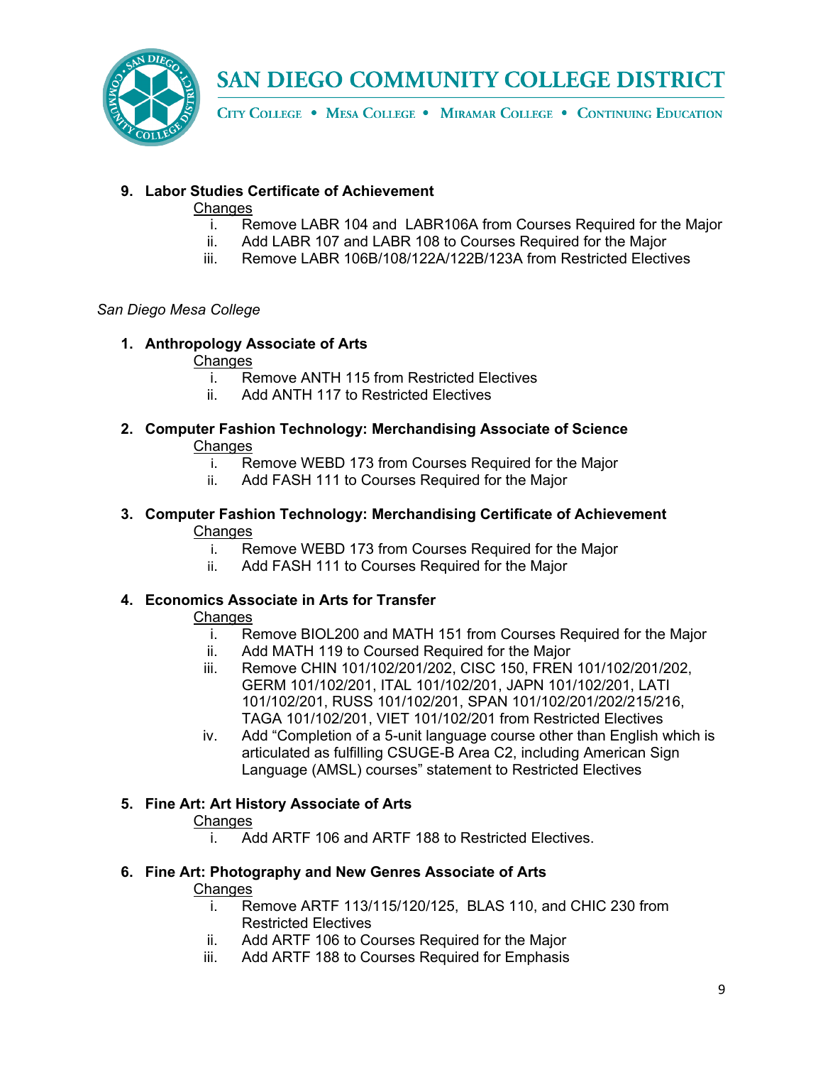9. **Labor Studies Certificate of Achievement**

   Changes

   i. Remove LABR 104 and LABR106A from Courses Required for the Major
   ii. Add LABR 107 and LABR 108 to Courses Required for the Major
   iii. Remove LABR 106B/108/122A/122B/123A from Restricted Electives

*San Diego Mesa College*

1. **Anthropology Associate of Arts**

   Changes

   i. Remove ANTH 115 from Restricted Electives
   ii. Add ANTH 117 to Restricted Electives

2. **Computer Fashion Technology: Merchandising Associate of Science**

   Changes

   i. Remove WEBD 173 from Courses Required for the Major
   ii. Add FASH 111 to Courses Required for the Major

3. **Computer Fashion Technology: Merchandising Certificate of Achievement**

   Changes

   i. Remove WEBD 173 from Courses Required for the Major
   ii. Add FASH 111 to Courses Required for the Major

4. **Economics Associate in Arts for Transfer**

   Changes

   i. Remove BIOL200 and MATH 151 from Courses Required for the Major
   ii. Add MATH 119 to Coursed Required for the Major
   iii. Remove CHIN 101/102/201/202, CISC 150, FREN 101/102/201/202, GERM 101/102/201, ITAL 101/102/201, JAPN 101/102/201, LATI 101/102/201, RUSS 101/102/201, SPAN 101/102/201/202/215/216, TAGA 101/102/201, VIET 101/102/201 from Restricted Electives
   iv. Add "Completion of a 5-unit language course other than English which is articulated as fulfilling CSUGE-B Area C2, including American Sign Language (AMSL) courses" statement to Restricted Electives

5. **Fine Art: Art History Associate of Arts**

   Changes

   i. Add ARTF 106 and ARTF 188 to Restricted Electives.

6. **Fine Art: Photography and New Genres Associate of Arts**

   Changes

   i. Remove ARTF 113/115/120/125, BLAS 110, and CHIC 230 from Restricted Electives
   ii. Add ARTF 106 to Courses Required for the Major
   iii. Add ARTF 188 to Courses Required for Emphasis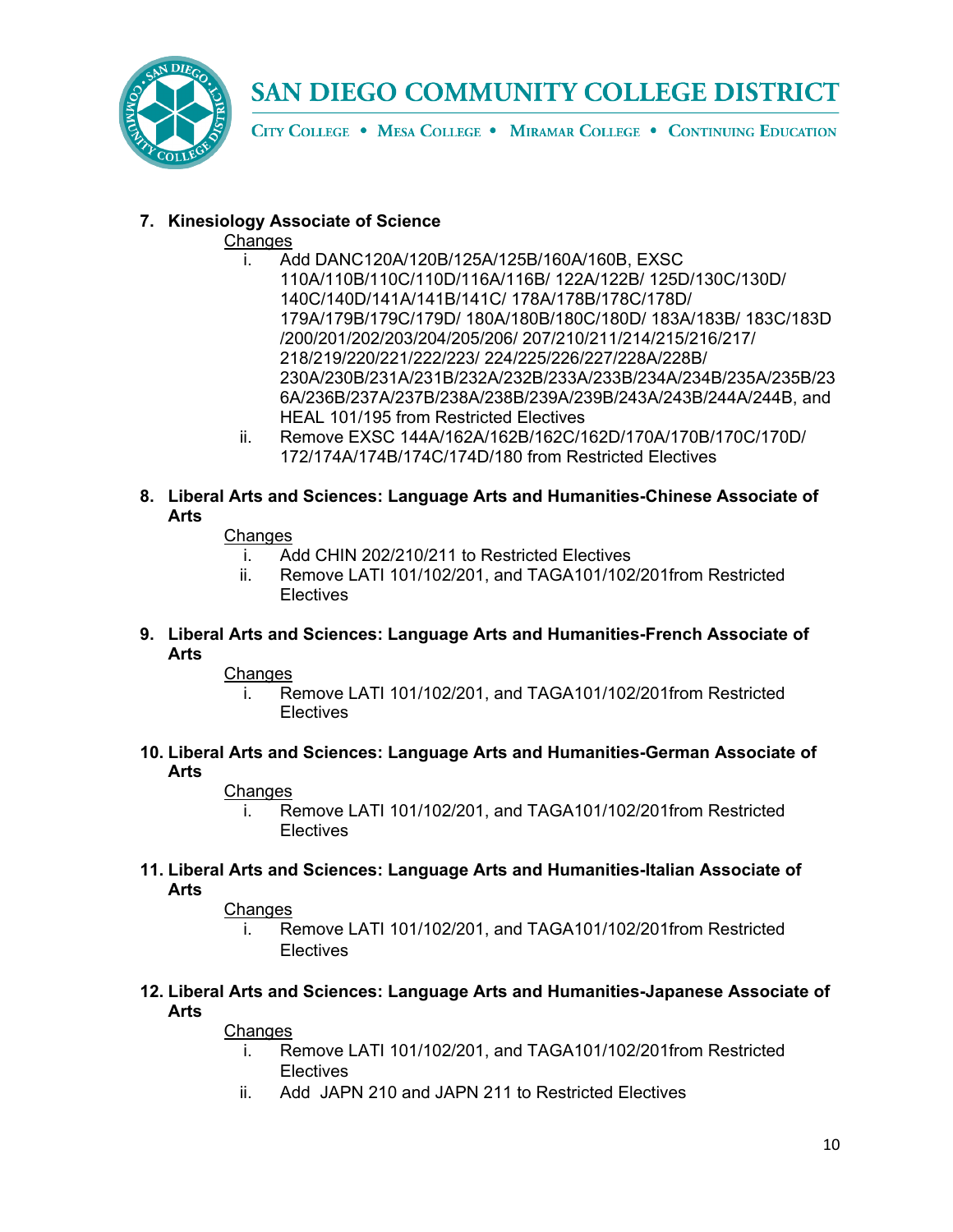7. **Kinesiology Associate of Science**

   Changes

   i. Add DANC120A/120B/125A/125B/160A/160B, EXSC 110A/110B/110C/110D/116A/116B/ 122A/122B/ 125D/130C/130D/ 140C/140D/141A/141B/141C/ 178A/178B/178C/178D/ 179A/179B/179C/179D/ 180A/180B/180C/180D/ 183A/183B/ 183C/183D /200/201/202/203/204/205/206/ 207/210/211/214/215/216/217/ 218/219/220/221/222/223/ 224/225/226/227/228A/228B/ 230A/230B/231A/231B/232A/232B/233A/233B/234A/234B/235A/235B/236A/236B/237A/237B/238A/238B/239A/239B/243A/243B/244A/244B, and HEAL 101/195 from Restricted Electives

   ii. Remove EXSC 144A/162A/162B/162C/162D/170A/170B/170C/170D/ 172/174A/174B/174C/174D/180 from Restricted Electives

8. **Liberal Arts and Sciences: Language Arts and Humanities-Chinese Associate of Arts**

   Changes

   i. Add CHIN 202/210/211 to Restricted Electives

   ii. Remove LATI 101/102/201, and TAGA101/102/201from Restricted Electives

9. **Liberal Arts and Sciences: Language Arts and Humanities-French Associate of Arts**

   Changes

   i. Remove LATI 101/102/201, and TAGA101/102/201from Restricted Electives

10. **Liberal Arts and Sciences: Language Arts and Humanities-German Associate of Arts**

    Changes

    i. Remove LATI 101/102/201, and TAGA101/102/201from Restricted Electives

11. **Liberal Arts and Sciences: Language Arts and Humanities-Italian Associate of Arts**

    Changes

    i. Remove LATI 101/102/201, and TAGA101/102/201from Restricted Electives

12. **Liberal Arts and Sciences: Language Arts and Humanities-Japanese Associate of Arts**

    Changes

    i. Remove LATI 101/102/201, and TAGA101/102/201from Restricted Electives

    ii. Add JAPN 210 and JAPN 211 to Restricted Electives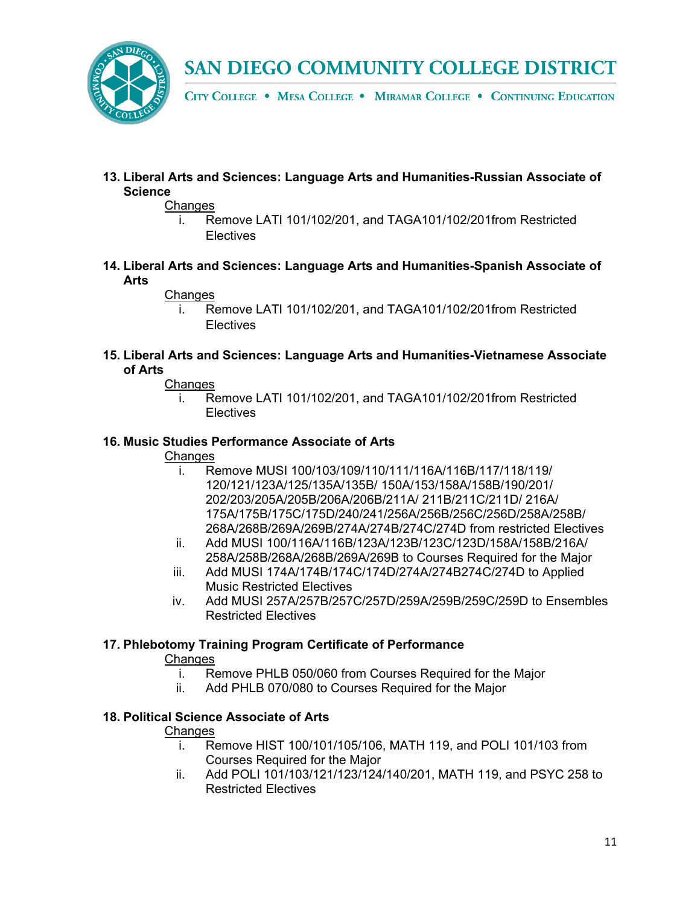**13. Liberal Arts and Sciences: Language Arts and Humanities-Russian Associate of Science**

Changes

i. Remove LATI 101/102/201, and TAGA101/102/201from Restricted Electives

**14. Liberal Arts and Sciences: Language Arts and Humanities-Spanish Associate of Arts**

Changes

i. Remove LATI 101/102/201, and TAGA101/102/201from Restricted Electives

**15. Liberal Arts and Sciences: Language Arts and Humanities-Vietnamese Associate of Arts**

Changes

i. Remove LATI 101/102/201, and TAGA101/102/201from Restricted Electives

**16. Music Studies Performance Associate of Arts**

Changes

i. Remove MUSI 100/103/109/110/111/116A/116B/117/118/119/120/121/123A/125/135A/135B/ 150A/153/158A/158B/190/201/202/203/205A/205B/206A/206B/211A/ 211B/211C/211D/ 216A/175A/175B/175C/175D/240/241/256A/256B/256C/256D/258A/258B/268A/268B/269A/269B/274A/274B/274C/274D from restricted Electives

ii. Add MUSI 100/116A/116B/123A/123B/123C/123D/158A/158B/216A/258A/258B/268A/268B/269A/269B to Courses Required for the Major

iii. Add MUSI 174A/174B/174C/174D/274A/274B274C/274D to Applied Music Restricted Electives

iv. Add MUSI 257A/257B/257C/257D/259A/259B/259C/259D to Ensembles Restricted Electives

**17. Phlebotomy Training Program Certificate of Performance**

Changes

i. Remove PHLB 050/060 from Courses Required for the Major

ii. Add PHLB 070/080 to Courses Required for the Major

**18. Political Science Associate of Arts**

Changes

i. Remove HIST 100/101/105/106, MATH 119, and POLI 101/103 from Courses Required for the Major

ii. Add POLI 101/103/121/123/124/140/201, MATH 119, and PSYC 258 to Restricted Electives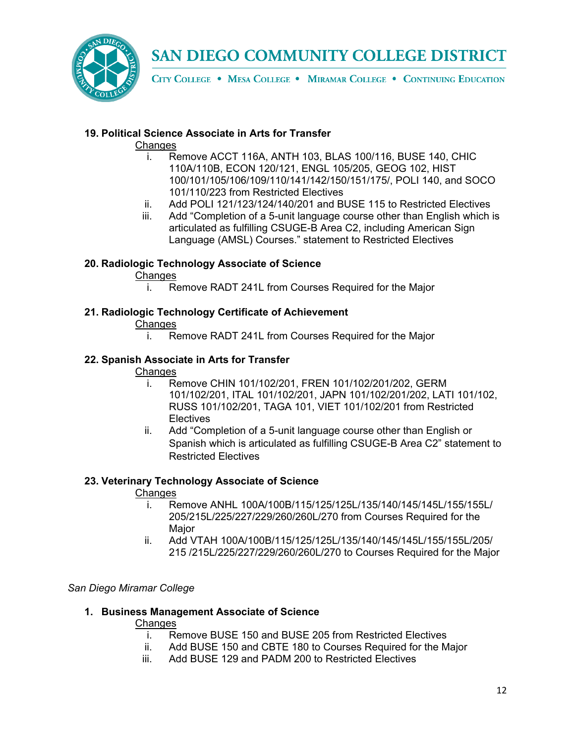**19. Political Science Associate in Arts for Transfer**

Changes

i. Remove ACCT 116A, ANTH 103, BLAS 100/116, BUSE 140, CHIC 110A/110B, ECON 120/121, ENGL 105/205, GEOG 102, HIST 100/101/105/106/109/110/141/142/150/151/175/, POLI 140, and SOCO 101/110/223 from Restricted Electives
ii. Add POLI 121/123/124/140/201 and BUSE 115 to Restricted Electives
iii. Add "Completion of a 5-unit language course other than English which is articulated as fulfilling CSUGE-B Area C2, including American Sign Language (AMSL) Courses." statement to Restricted Electives

**20. Radiologic Technology Associate of Science**

Changes

i. Remove RADT 241L from Courses Required for the Major

**21. Radiologic Technology Certificate of Achievement**

Changes

i. Remove RADT 241L from Courses Required for the Major

**22. Spanish Associate in Arts for Transfer**

Changes

i. Remove CHIN 101/102/201, FREN 101/102/201/202, GERM 101/102/201, ITAL 101/102/201, JAPN 101/102/201/202, LATI 101/102, RUSS 101/102/201, TAGA 101, VIET 101/102/201 from Restricted Electives
ii. Add "Completion of a 5-unit language course other than English or Spanish which is articulated as fulfilling CSUGE-B Area C2" statement to Restricted Electives

**23. Veterinary Technology Associate of Science**

Changes

i. Remove ANHL 100A/100B/115/125/125L/135/140/145/145L/155/155L/205/215L/225/227/229/260/260L/270 from Courses Required for the Major
ii. Add VTAH 100A/100B/115/125/125L/135/140/145/145L/155/155L/205/215 /215L/225/227/229/260/260L/270 to Courses Required for the Major

*San Diego Miramar College*

**1. Business Management Associate of Science**

Changes

i. Remove BUSE 150 and BUSE 205 from Restricted Electives
ii. Add BUSE 150 and CBTE 180 to Courses Required for the Major
iii. Add BUSE 129 and PADM 200 to Restricted Electives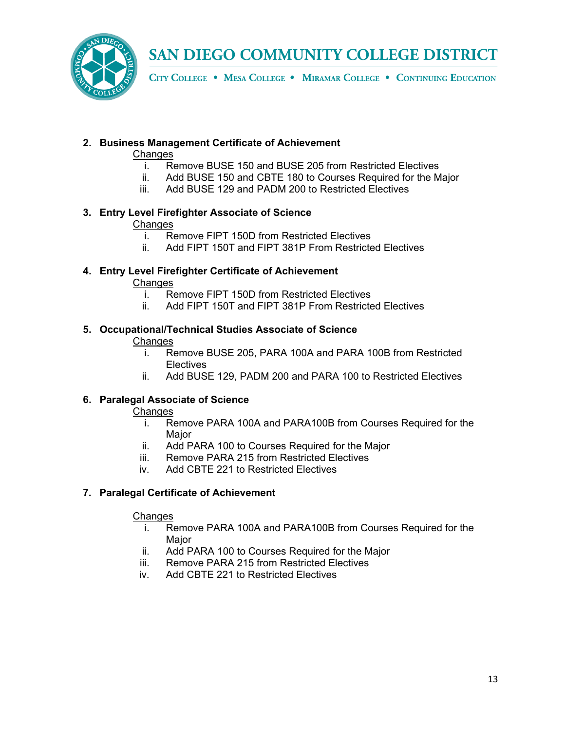2. **Business Management Certificate of Achievement**

   Changes

   i. Remove BUSE 150 and BUSE 205 from Restricted Electives
   ii. Add BUSE 150 and CBTE 180 to Courses Required for the Major
   iii. Add BUSE 129 and PADM 200 to Restricted Electives

3. **Entry Level Firefighter Associate of Science**

   Changes

   i. Remove FIPT 150D from Restricted Electives
   ii. Add FIPT 150T and FIPT 381P From Restricted Electives

4. **Entry Level Firefighter Certificate of Achievement**

   Changes

   i. Remove FIPT 150D from Restricted Electives
   ii. Add FIPT 150T and FIPT 381P From Restricted Electives

5. **Occupational/Technical Studies Associate of Science**

   Changes

   i. Remove BUSE 205, PARA 100A and PARA 100B from Restricted Electives
   ii. Add BUSE 129, PADM 200 and PARA 100 to Restricted Electives

6. **Paralegal Associate of Science**

   Changes

   i. Remove PARA 100A and PARA100B from Courses Required for the Major
   ii. Add PARA 100 to Courses Required for the Major
   iii. Remove PARA 215 from Restricted Electives
   iv. Add CBTE 221 to Restricted Electives

7. **Paralegal Certificate of Achievement**

   Changes

   i. Remove PARA 100A and PARA100B from Courses Required for the Major
   ii. Add PARA 100 to Courses Required for the Major
   iii. Remove PARA 215 from Restricted Electives
   iv. Add CBTE 221 to Restricted Electives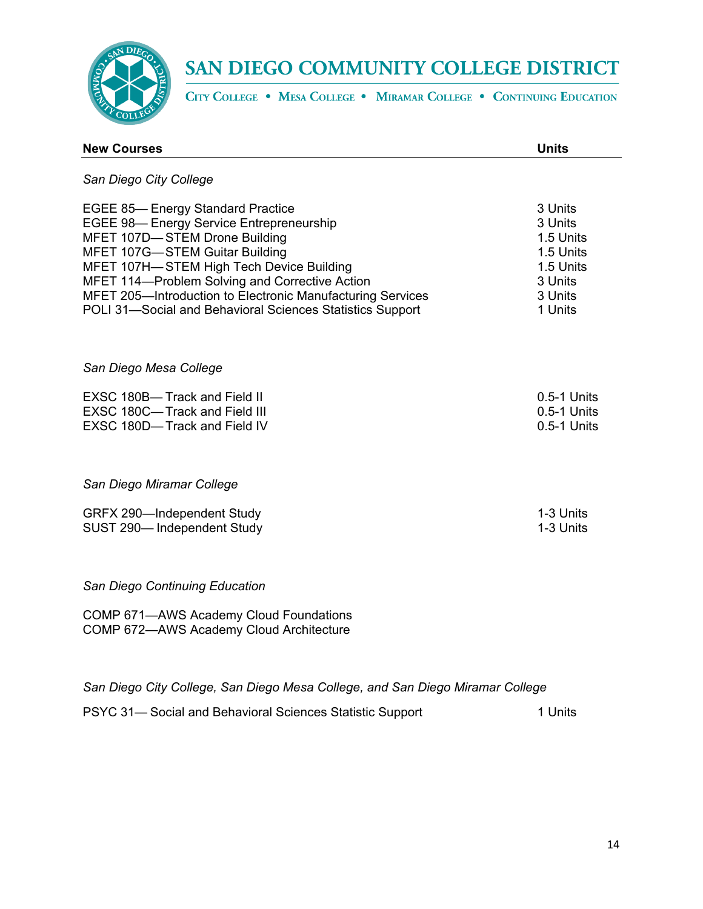| New Courses | Units |
|---|---|
| *San Diego City College* | |
| EGEE 85— Energy Standard Practice | 3 Units |
| EGEE 98— Energy Service Entrepreneurship | 3 Units |
| MFET 107D—STEM Drone Building | 1.5 Units |
| MFET 107G—STEM Guitar Building | 1.5 Units |
| MFET 107H—STEM High Tech Device Building | 1.5 Units |
| MFET 114—Problem Solving and Corrective Action | 3 Units |
| MFET 205—Introduction to Electronic Manufacturing Services | 3 Units |
| POLI 31—Social and Behavioral Sciences Statistics Support | 1 Units |
| *San Diego Mesa College* | |
| EXSC 180B— Track and Field II | 0.5-1 Units |
| EXSC 180C—Track and Field III | 0.5-1 Units |
| EXSC 180D— Track and Field IV | 0.5-1 Units |
| *San Diego Miramar College* | |
| GRFX 290—Independent Study | 1-3 Units |
| SUST 290— Independent Study | 1-3 Units |
| *San Diego Continuing Education* | |
| COMP 671—AWS Academy Cloud Foundations | |
| COMP 672—AWS Academy Cloud Architecture | |
| *San Diego City College, San Diego Mesa College, and San Diego Miramar College* | |
| PSYC 31— Social and Behavioral Sciences Statistic Support | 1 Units |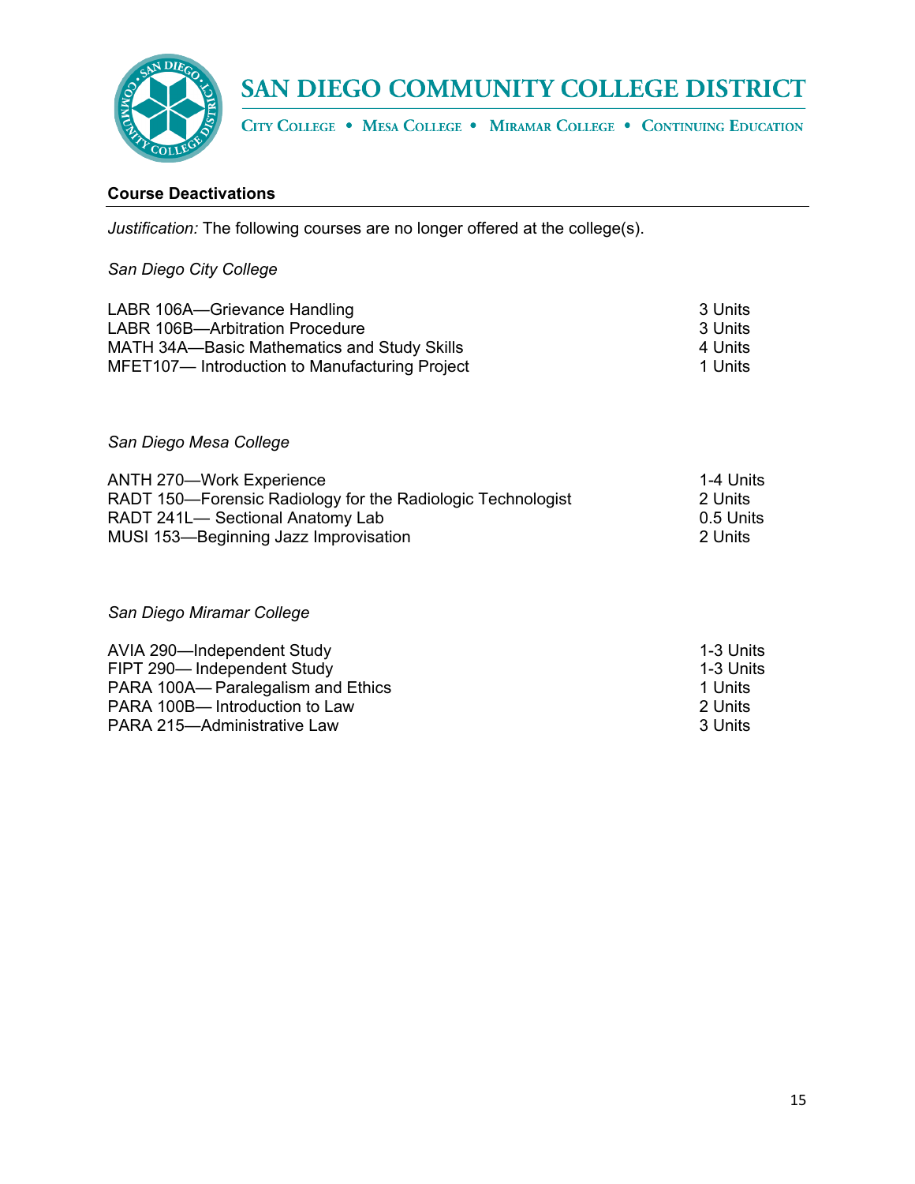## Course Deactivations

*Justification:* The following courses are no longer offered at the college(s).

*San Diego City College*

| Course | Units |
|---|---|
| LABR 106A—Grievance Handling | 3 Units |
| LABR 106B—Arbitration Procedure | 3 Units |
| MATH 34A—Basic Mathematics and Study Skills | 4 Units |
| MFET107— Introduction to Manufacturing Project | 1 Units |

*San Diego Mesa College*

| Course | Units |
|---|---|
| ANTH 270—Work Experience | 1-4 Units |
| RADT 150—Forensic Radiology for the Radiologic Technologist | 2 Units |
| RADT 241L— Sectional Anatomy Lab | 0.5 Units |
| MUSI 153—Beginning Jazz Improvisation | 2 Units |

*San Diego Miramar College*

| Course | Units |
|---|---|
| AVIA 290—Independent Study | 1-3 Units |
| FIPT 290— Independent Study | 1-3 Units |
| PARA 100A— Paralegalism and Ethics | 1 Units |
| PARA 100B— Introduction to Law | 2 Units |
| PARA 215—Administrative Law | 3 Units |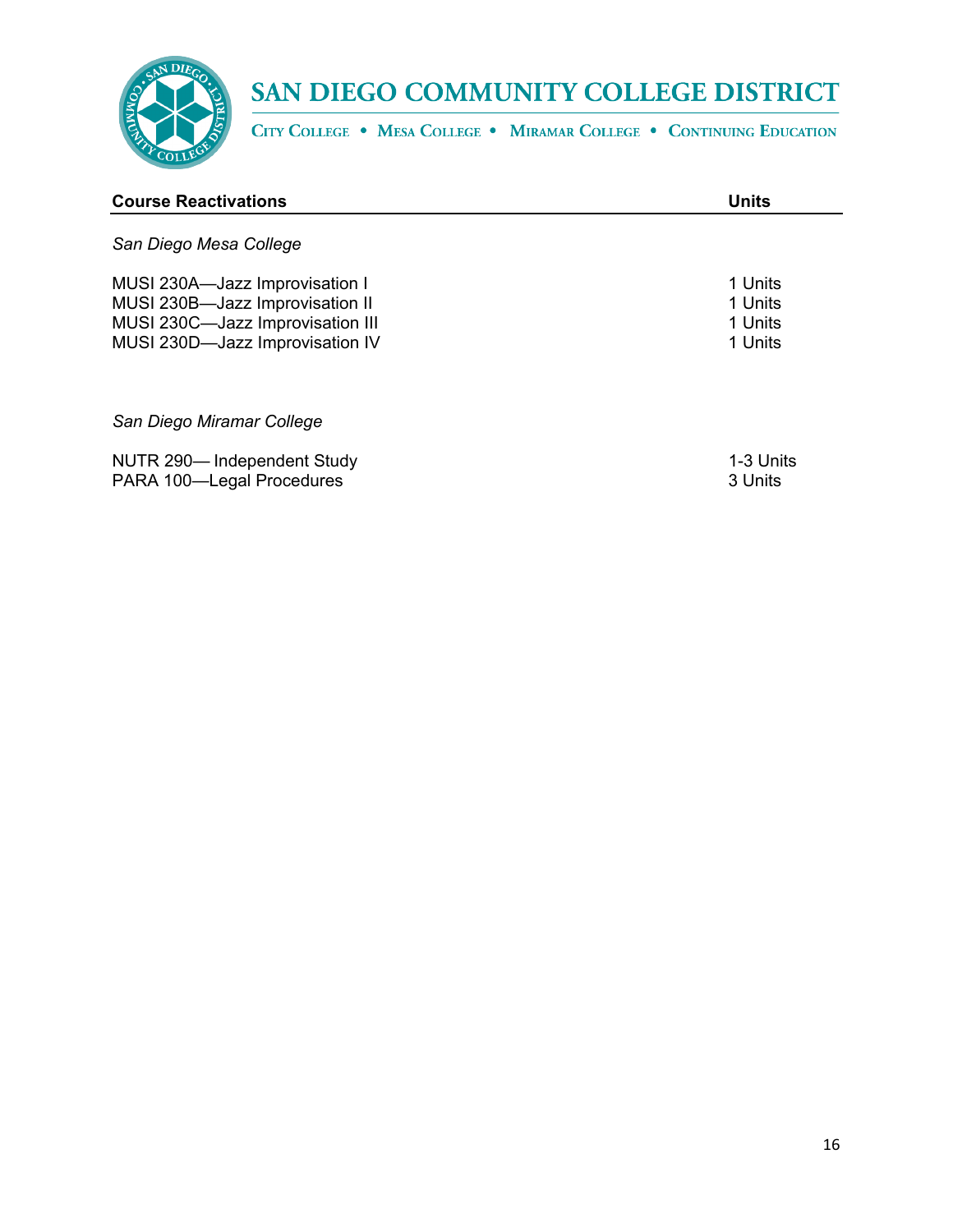| Course Reactivations | Units |
| --- | --- |
| *San Diego Mesa College* | |
| MUSI 230A—Jazz Improvisation I | 1 Units |
| MUSI 230B—Jazz Improvisation II | 1 Units |
| MUSI 230C—Jazz Improvisation III | 1 Units |
| MUSI 230D—Jazz Improvisation IV | 1 Units |
| *San Diego Miramar College* | |
| NUTR 290— Independent Study | 1-3 Units |
| PARA 100—Legal Procedures | 3 Units |